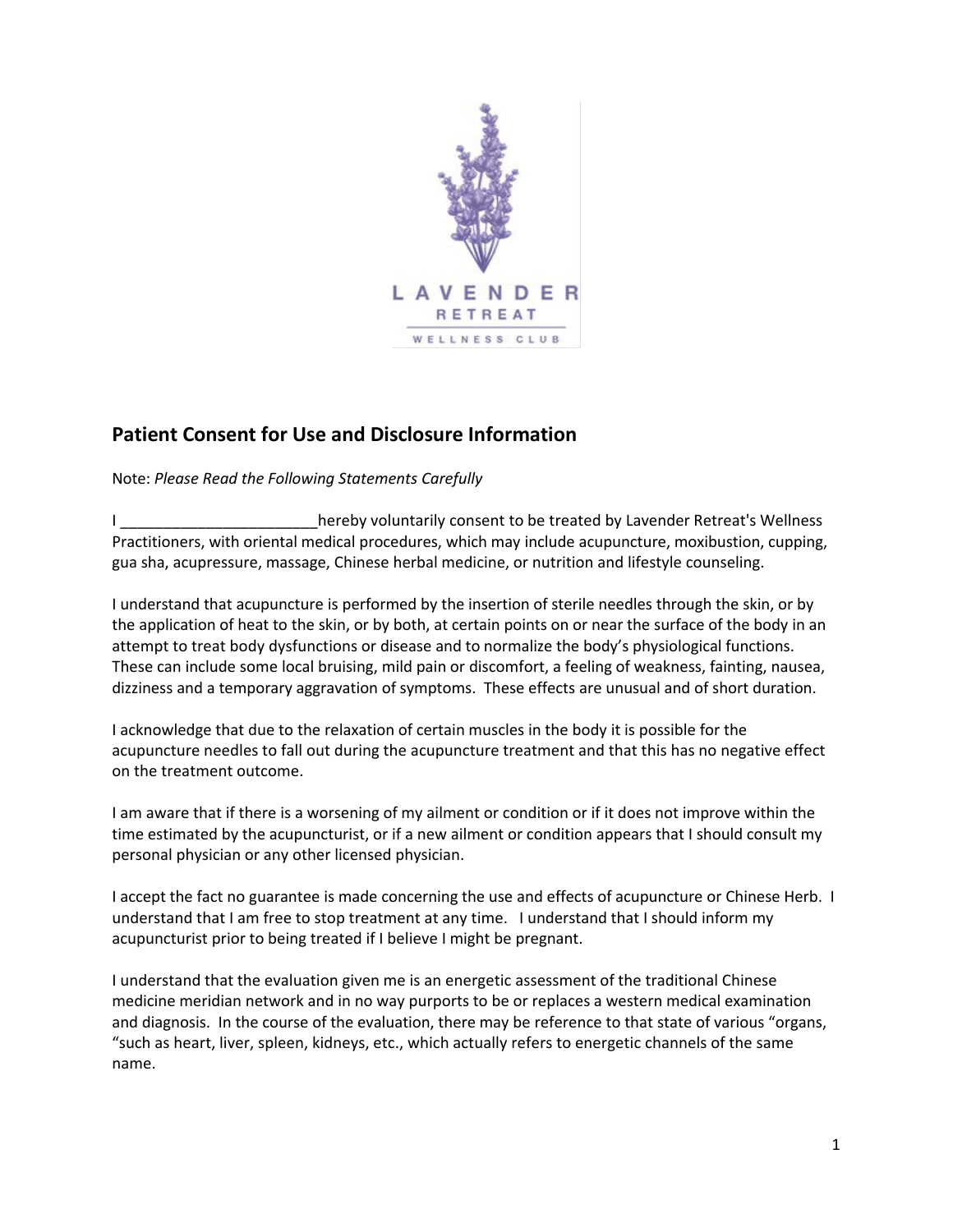LAVENDER RETREAT WELLNESS CLUB

## Patient Consent for Use and Disclosure Information

Note: *Please Read the Following Statements Carefully*

I _______________________hereby voluntarily consent to be treated by Lavender Retreat's Wellness Practitioners, with oriental medical procedures, which may include acupuncture, moxibustion, cupping, gua sha, acupressure, massage, Chinese herbal medicine, or nutrition and lifestyle counseling.

I understand that acupuncture is performed by the insertion of sterile needles through the skin, or by the application of heat to the skin, or by both, at certain points on or near the surface of the body in an attempt to treat body dysfunctions or disease and to normalize the body's physiological functions. These can include some local bruising, mild pain or discomfort, a feeling of weakness, fainting, nausea, dizziness and a temporary aggravation of symptoms. These effects are unusual and of short duration.

I acknowledge that due to the relaxation of certain muscles in the body it is possible for the acupuncture needles to fall out during the acupuncture treatment and that this has no negative effect on the treatment outcome.

I am aware that if there is a worsening of my ailment or condition or if it does not improve within the time estimated by the acupuncturist, or if a new ailment or condition appears that I should consult my personal physician or any other licensed physician.

I accept the fact no guarantee is made concerning the use and effects of acupuncture or Chinese Herb. I understand that I am free to stop treatment at any time. I understand that I should inform my acupuncturist prior to being treated if I believe I might be pregnant.

I understand that the evaluation given me is an energetic assessment of the traditional Chinese medicine meridian network and in no way purports to be or replaces a western medical examination and diagnosis. In the course of the evaluation, there may be reference to that state of various "organs, "such as heart, liver, spleen, kidneys, etc., which actually refers to energetic channels of the same name.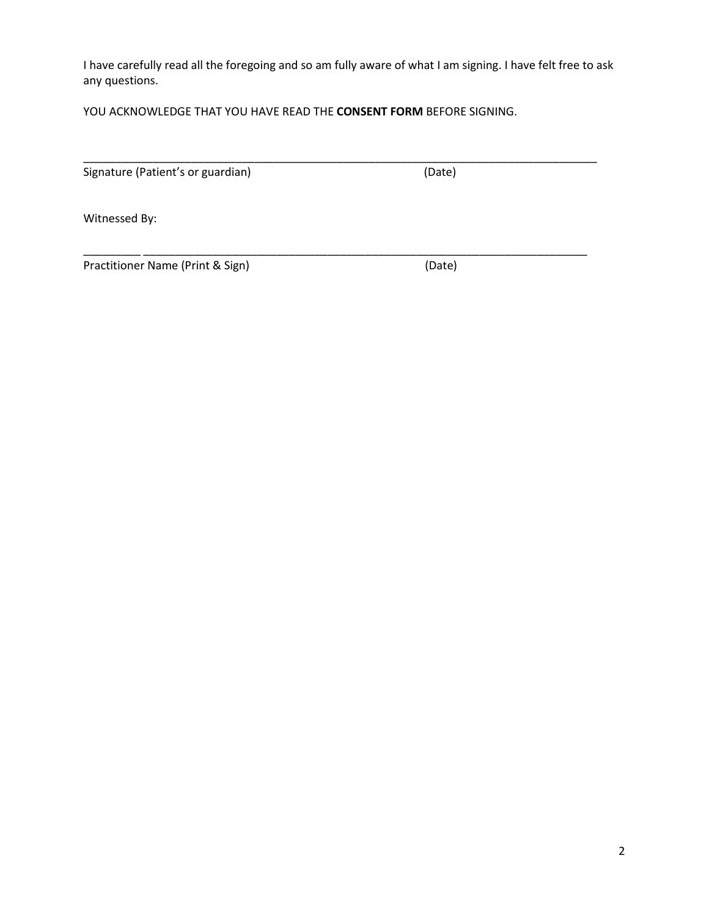I have carefully read all the foregoing and so am fully aware of what I am signing. I have felt free to ask any questions.

YOU ACKNOWLEDGE THAT YOU HAVE READ THE **CONSENT FORM** BEFORE SIGNING.

_______________________________________________________________________________________

Signature (Patient's or guardian) (Date)

Witnessed By:

_________ ____________________________________________________________________________

Practitioner Name (Print & Sign) (Date)